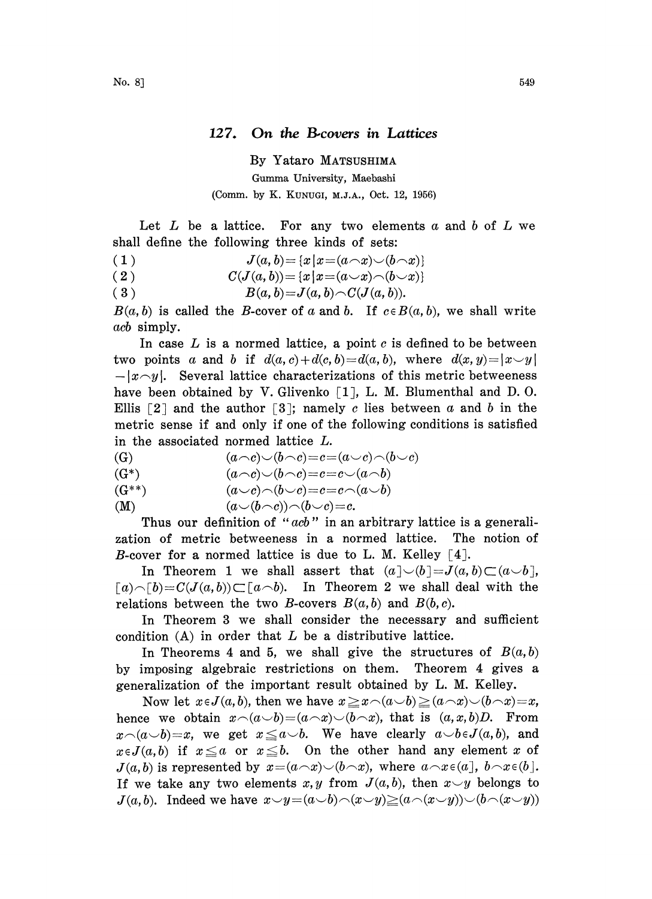# 127. On the B-covers in Lattices

By Yataro MATSUSHIMA

Gumma University, Maebashi

(Comm. by K. KUNUGI, M.J.A., Oct. 12, 1956)

Let $L$ be a lattice. For any two elements $a$ and $b$ of $L$ we shall define the following three kinds of sets:

(1) $$J(a,b)=\{x \mid x=(a\frown x)\smile(b\frown x)\}$$

(2) $$C(J(a,b))=\{x \mid x=(a\smile x)\frown(b\smile x)\}$$

(3) $$B(a,b)=J(a,b)\frown C(J(a,b)).$$

$B(a,b)$ is called the $B$-cover of $a$ and $b$. If $c\in B(a,b)$, we shall write $acb$ simply.

In case $L$ is a normed lattice, a point $c$ is defined to be between two points $a$ and $b$ if $d(a,c)+d(c,b)=d(a,b)$, where $d(x,y)=|x\smile y|-|x\frown y|$. Several lattice characterizations of this metric betweeness have been obtained by V. Glivenko [1], L. M. Blumenthal and D. O. Ellis [2] and the author [3]; namely $c$ lies between $a$ and $b$ in the metric sense if and only if one of the following conditions is satisfied in the associated normed lattice $L$.

(G) $$(a\frown c)\smile(b\frown c)=c=(a\smile c)\frown(b\smile c)$$

(G*) $$(a\frown c)\smile(b\frown c)=c=c\smile(a\frown b)$$

(G**) $$(a\smile c)\frown(b\smile c)=c=c\frown(a\smile b)$$

(M) $$(a\smile(b\frown c))\frown(b\smile c)=c.$$

Thus our definition of "$acb$" in an arbitrary lattice is a generalization of metric betweeness in a normed lattice. The notion of $B$-cover for a normed lattice is due to L. M. Kelley [4].

In Theorem 1 we shall assert that $(a]\smile(b]=J(a,b)\subset(a\smile b]$, $[a)\frown[b)=C(J(a,b))\subset[a\frown b)$. In Theorem 2 we shall deal with the relations between the two $B$-covers $B(a,b)$ and $B(b,c)$.

In Theorem 3 we shall consider the necessary and sufficient condition (A) in order that $L$ be a distributive lattice.

In Theorems 4 and 5, we shall give the structures of $B(a,b)$ by imposing algebraic restrictions on them. Theorem 4 gives a generalization of the important result obtained by L. M. Kelley.

Now let $x\in J(a,b)$, then we have $x\geqq x\frown(a\smile b)\geqq(a\frown x)\smile(b\frown x)=x$, hence we obtain $x\frown(a\smile b)=(a\frown x)\smile(b\frown x)$, that is $(a,x,b)D$. From $x\frown(a\smile b)=x$, we get $x\leqq a\smile b$. We have clearly $a\smile b\in J(a,b)$, and $x\in J(a,b)$ if $x\leqq a$ or $x\leqq b$. On the other hand any element $x$ of $J(a,b)$ is represented by $x=(a\frown x)\smile(b\frown x)$, where $a\frown x\in(a]$, $b\frown x\in(b]$. If we take any two elements $x,y$ from $J(a,b)$, then $x\smile y$ belongs to $J(a,b)$. Indeed we have $x\smile y=(a\smile b)\frown(x\smile y)\geqq(a\frown(x\smile y))\smile(b\frown(x\smile y))$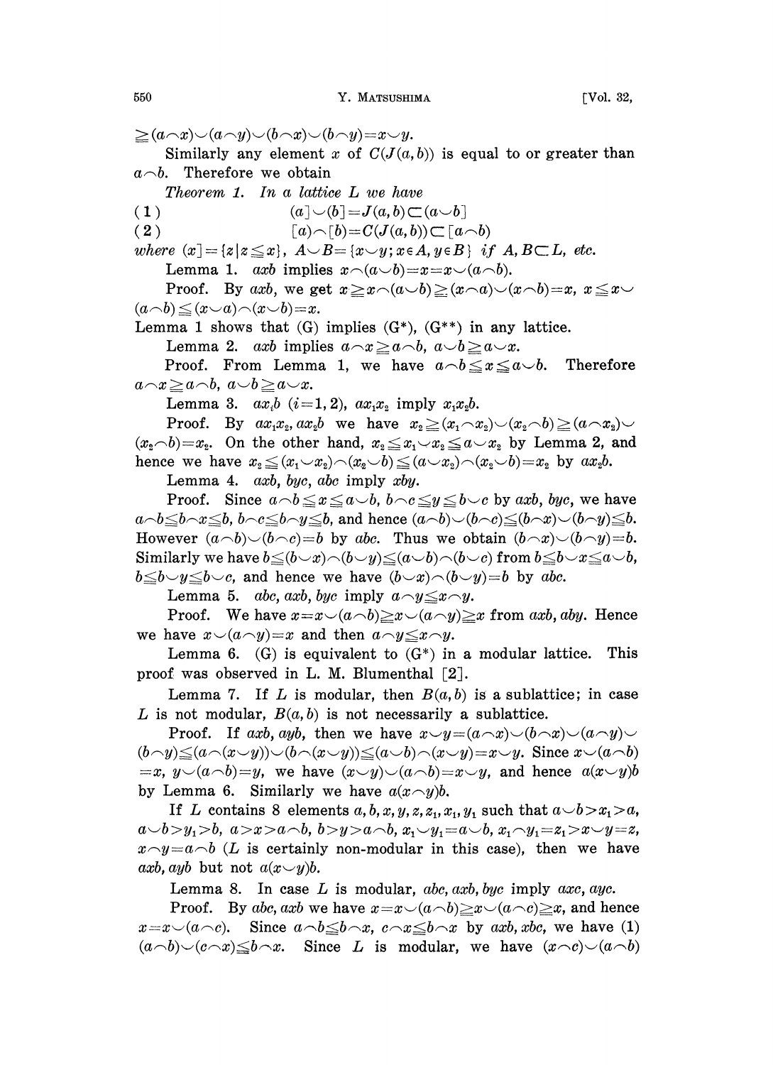$\geqq (a\frown x)\smile(a\frown y)\smile(b\frown x)\smile(b\frown y)=x\smile y.$

Similarly any element $x$ of $C(J(a,b))$ is equal to or greater than $a\frown b$. Therefore we obtain

*Theorem 1. In a lattice L we have*

$$(1)\qquad (a]\smile(b]=J(a,b)\subset(a\smile b]$$

$$(2)\qquad [a)\frown[b)=C(J(a,b))\subset[a\frown b)$$

*where* $(x]=\{z\,|\,z\leqq x\}$, $A\smile B=\{x\smile y;\, x\in A, y\in B\}$ *if* $A, B\subset L$, *etc.*

Lemma 1. $axb$ *implies* $x\frown(a\smile b)=x=x\smile(a\frown b)$.

Proof. By $axb$, we get $x\geqq x\frown(a\smile b)\geqq(x\frown a)\smile(x\frown b)=x$, $x\leqq x\smile(a\frown b)\leqq(x\smile a)\frown(x\smile b)=x$.

Lemma 1 shows that (G) implies (G*), (G**) in any lattice.

Lemma 2. $axb$ *implies* $a\frown x\geqq a\frown b$, $a\smile b\geqq a\smile x$.

Proof. From Lemma 1, we have $a\frown b\leqq x\leqq a\smile b$. Therefore $a\frown x\geqq a\frown b$, $a\smile b\geqq a\smile x$.

Lemma 3. $ax_ib$ $(i=1,2)$, $ax_1x_2$ *imply* $x_1x_2b$.

Proof. By $ax_1x_2, ax_2b$ we have $x_2\geqq(x_1\frown x_2)\smile(x_2\frown b)\geqq(a\frown x_2)\smile(x_2\frown b)=x_2$. On the other hand, $x_2\leqq x_1\smile x_2\leqq a\smile x_2$ by Lemma 2, and hence we have $x_2\leqq(x_1\smile x_2)\frown(x_2\smile b)\leqq(a\smile x_2)\frown(x_2\smile b)=x_2$ by $ax_2b$.

Lemma 4. $axb$, $byc$, $abc$ *imply* $xby$.

Proof. Since $a\frown b\leqq x\leqq a\smile b$, $b\frown c\leqq y\leqq b\smile c$ by $axb$, $byc$, we have $a\frown b\leqq b\frown x\leqq b$, $b\frown c\leqq b\frown y\leqq b$, and hence $(a\frown b)\smile(b\frown c)\leqq(b\frown x)\smile(b\frown y)\leqq b$. However $(a\frown b)\smile(b\frown c)=b$ by $abc$. Thus we obtain $(b\frown x)\smile(b\frown y)=b$. Similarly we have $b\leqq(b\smile x)\frown(b\smile y)\leqq(a\smile b)\frown(b\smile c)$ from $b\leqq b\smile x\leqq a\smile b$, $b\leqq b\smile y\leqq b\smile c$, and hence we have $(b\smile x)\frown(b\smile y)=b$ by $abc$.

Lemma 5. $abc$, $axb$, $byc$ *imply* $a\frown y\leqq x\frown y$.

Proof. We have $x=x\smile(a\frown b)\geqq x\smile(a\frown y)\geqq x$ from $axb$, $aby$. Hence we have $x\smile(a\frown y)=x$ and then $a\frown y\leqq x\frown y$.

Lemma 6. (G) *is equivalent to* (G*) *in a modular lattice.* This proof was observed in L. M. Blumenthal [2].

Lemma 7. *If L is modular, then* $B(a,b)$ *is a sublattice; in case L is not modular,* $B(a,b)$ *is not necessarily a sublattice.*

Proof. If $axb$, $ayb$, then we have $x\smile y=(a\frown x)\smile(b\frown x)\smile(a\frown y)\smile(b\frown y)\leqq(a\frown(x\smile y))\smile(b\frown(x\smile y))\leqq(a\smile b)\frown(x\smile y)=x\smile y$. Since $x\smile(a\frown b)=x$, $y\smile(a\frown b)=y$, we have $(x\smile y)\smile(a\frown b)=x\smile y$, and hence $a(x\smile y)b$ by Lemma 6. Similarly we have $a(x\frown y)b$.

If $L$ contains 8 elements $a, b, x, y, z, z_1, x_1, y_1$ such that $a\smile b>x_1>a$, $a\smile b>y_1>b$, $a>x>a\frown b$, $b>y>a\frown b$, $x_1\smile y_1=a\smile b$, $x_1\frown y_1=z_1>x\smile y=z$, $x\frown y=a\frown b$ ($L$ is certainly non-modular in this case), then we have $axb$, $ayb$ but not $a(x\smile y)b$.

Lemma 8. *In case L is modular,* $abc$, $axb$, $byc$ *imply* $axc$, $ayc$.

Proof. By $abc$, $axb$ we have $x=x\smile(a\frown b)\geqq x\smile(a\frown c)\geqq x$, and hence $x=x\smile(a\frown c)$. Since $a\frown b\leqq b\frown x$, $c\frown x\leqq b\frown x$ by $axb$, $xbc$, we have (1) $(a\frown b)\smile(c\frown x)\leqq b\frown x$. Since $L$ is modular, we have $(x\frown c)\smile(a\frown b)$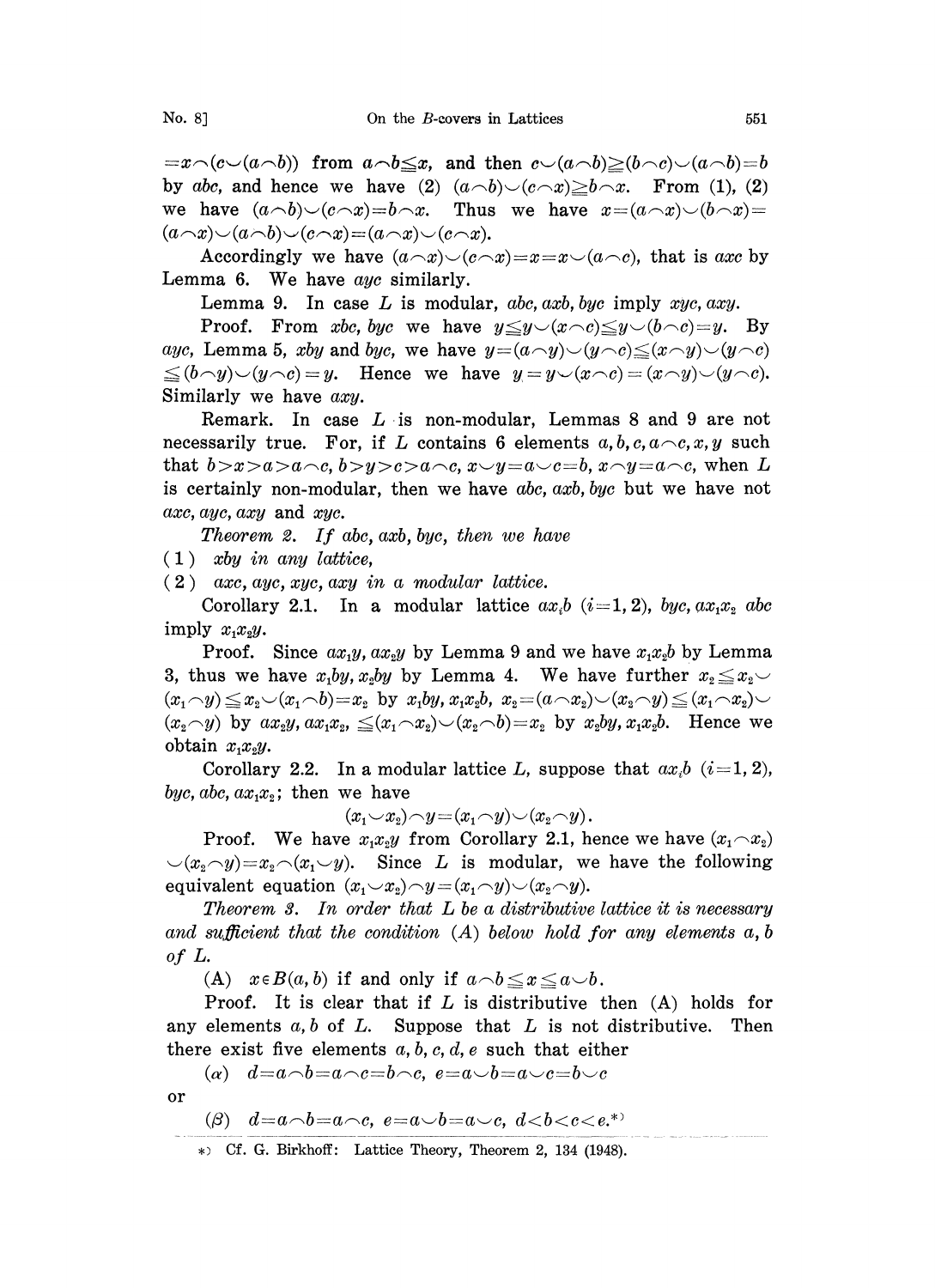$=x\frown(c\smile(a\frown b))$ from $a\frown b\leqq x$, and then $c\smile(a\frown b)\geqq(b\frown c)\smile(a\frown b)=b$ by $abc$, and hence we have (2) $(a\frown b)\smile(c\frown x)\geqq b\frown x$. From (1), (2) we have $(a\frown b)\smile(c\frown x)=b\frown x$. Thus we have $x=(a\frown x)\smile(b\frown x)=(a\frown x)\smile(a\frown b)\smile(c\frown x)=(a\frown x)\smile(c\frown x)$.

Accordingly we have $(a\frown x)\smile(c\frown x)=x=x\smile(a\frown c)$, that is $axc$ by Lemma 6. We have $ayc$ similarly.

Lemma 9. In case $L$ is modular, $abc, axb, byc$ imply $xyc, axy$.

Proof. From $xbc, byc$ we have $y\leqq y\smile(x\frown c)\leqq y\smile(b\frown c)=y$. By $ayc$, Lemma 5, $xby$ and $byc$, we have $y=(a\frown y)\smile(y\frown c)\leqq(x\frown y)\smile(y\frown c)\leqq(b\frown y)\smile(y\frown c)=y$. Hence we have $y=y\smile(x\frown c)=(x\frown y)\smile(y\frown c)$. Similarly we have $axy$.

Remark. In case $L$ is non-modular, Lemmas 8 and 9 are not necessarily true. For, if $L$ contains 6 elements $a, b, c, a\frown c, x, y$ such that $b>x>a>a\frown c$, $b>y>c>a\frown c$, $x\smile y=a\smile c=b$, $x\frown y=a\frown c$, when $L$ is certainly non-modular, then we have $abc, axb, byc$ but we have not $axc, ayc, axy$ and $xyc$.

*Theorem 2. If $abc, axb, byc$, then we have*

(1) *$xby$ in any lattice,*

(2) *$axc, ayc, xyc, axy$ in a modular lattice.*

Corollary 2.1. In a modular lattice $ax_ib$ $(i=1,2)$, $byc, ax_1x_2$ $abc$ imply $x_1x_2y$.

Proof. Since $ax_1y, ax_2y$ by Lemma 9 and we have $x_1x_2b$ by Lemma 3, thus we have $x_1by, x_2by$ by Lemma 4. We have further $x_2\leqq x_2\smile(x_1\frown y)\leqq x_2\smile(x_1\frown b)=x_2$ by $x_1by, x_1x_2b$, $x_2=(a\frown x_2)\smile(x_2\frown y)\leqq(x_1\frown x_2)\smile(x_2\frown y)$ by $ax_2y, ax_1x_2$, $\leqq(x_1\frown x_2)\smile(x_2\frown b)=x_2$ by $x_2by, x_1x_2b$. Hence we obtain $x_1x_2y$.

Corollary 2.2. In a modular lattice $L$, suppose that $ax_ib$ $(i=1,2)$, $byc, abc, ax_1x_2$; then we have

$$(x_1\smile x_2)\frown y=(x_1\frown y)\smile(x_2\frown y).$$

Proof. We have $x_1x_2y$ from Corollary 2.1, hence we have $(x_1\frown x_2)\smile(x_2\frown y)=x_2\frown(x_1\smile y)$. Since $L$ is modular, we have the following equivalent equation $(x_1\smile x_2)\frown y=(x_1\frown y)\smile(x_2\frown y)$.

*Theorem 3. In order that $L$ be a distributive lattice it is necessary and sufficient that the condition (A) below hold for any elements $a, b$ of $L$.*

(A) $x\in B(a,b)$ if and only if $a\frown b\leqq x\leqq a\smile b$.

Proof. It is clear that if $L$ is distributive then (A) holds for any elements $a, b$ of $L$. Suppose that $L$ is not distributive. Then there exist five elements $a, b, c, d, e$ such that either

($\alpha$) $d=a\frown b=a\frown c=b\frown c,\ e=a\smile b=a\smile c=b\smile c$

or

($\beta$) $d=a\frown b=a\frown c,\ e=a\smile b=a\smile c,\ d<b<c<e$.*)

*) Cf. G. Birkhoff: Lattice Theory, Theorem 2, 134 (1948).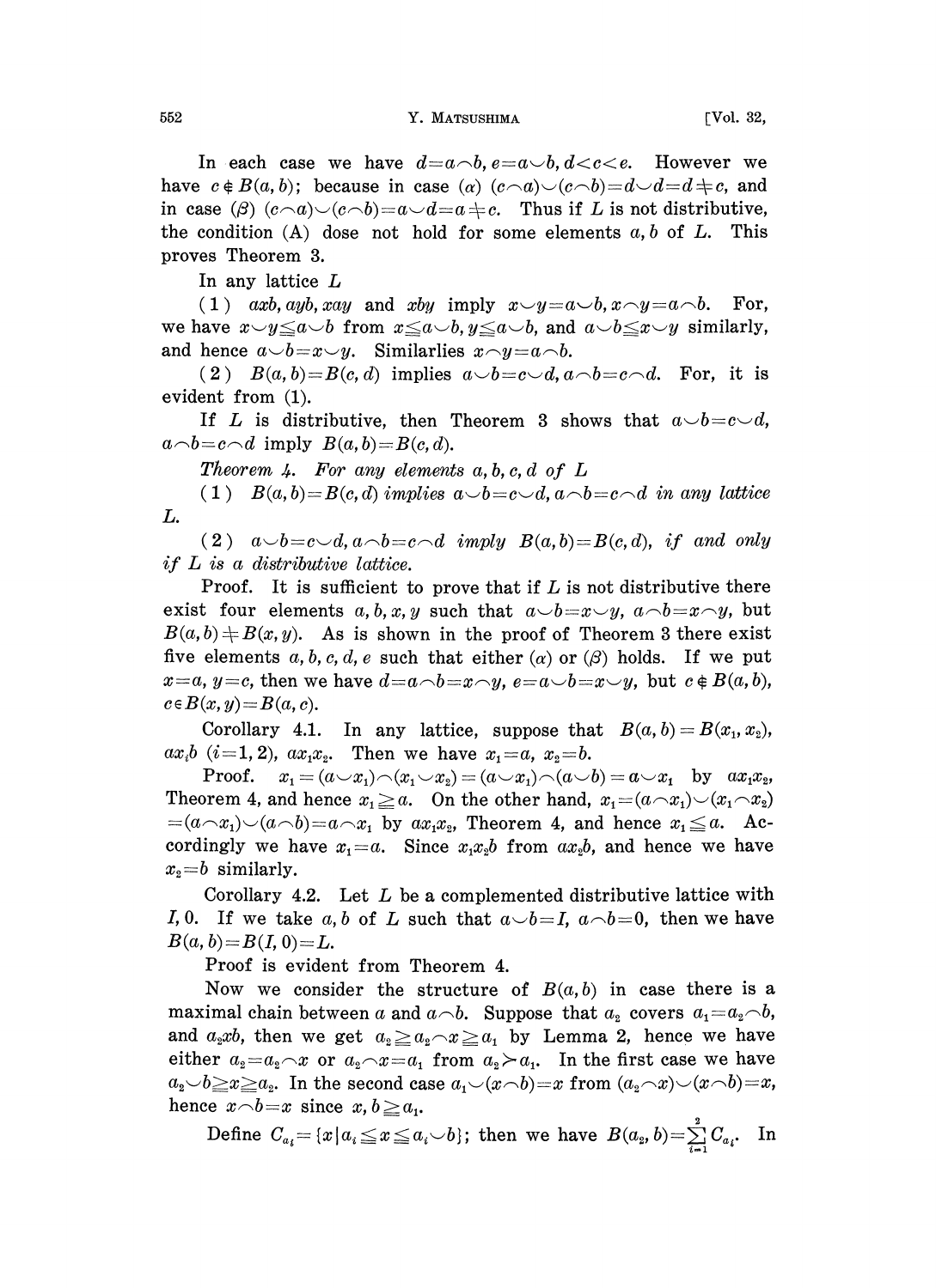In each case we have $d=a\frown b, e=a\smile b, d<c<e$. However we have $c\notin B(a,b)$; because in case ($\alpha$) $(c\frown a)\smile(c\frown b)=d\smile d=d\neq c$, and in case ($\beta$) $(c\frown a)\smile(c\frown b)=a\smile d=a\neq c$. Thus if $L$ is not distributive, the condition (A) dose not hold for some elements $a, b$ of $L$. This proves Theorem 3.

In any lattice $L$

(1) $axb, ayb, xay$ and $xby$ imply $x\smile y=a\smile b, x\frown y=a\frown b$. For, we have $x\smile y\leqq a\smile b$ from $x\leqq a\smile b, y\leqq a\smile b$, and $a\smile b\leqq x\smile y$ similarly, and hence $a\smile b=x\smile y$. Similarlies $x\frown y=a\frown b$.

(2) $B(a,b)=B(c,d)$ implies $a\smile b=c\smile d, a\frown b=c\frown d$. For, it is evident from (1).

If $L$ is distributive, then Theorem 3 shows that $a\smile b=c\smile d$, $a\frown b=c\frown d$ imply $B(a,b)=B(c,d)$.

*Theorem 4. For any elements $a, b, c, d$ of $L$*

*(1) $B(a,b)=B(c,d)$ implies $a\smile b=c\smile d, a\frown b=c\frown d$ in any lattice $L$.*

*(2) $a\smile b=c\smile d, a\frown b=c\frown d$ imply $B(a,b)=B(c,d)$, if and only if $L$ is a distributive lattice.*

Proof. It is sufficient to prove that if $L$ is not distributive there exist four elements $a, b, x, y$ such that $a\smile b=x\smile y$, $a\frown b=x\frown y$, but $B(a,b)\neq B(x,y)$. As is shown in the proof of Theorem 3 there exist five elements $a, b, c, d, e$ such that either ($\alpha$) or ($\beta$) holds. If we put $x=a$, $y=c$, then we have $d=a\frown b=x\frown y$, $e=a\smile b=x\smile y$, but $c\notin B(a,b)$, $c\in B(x,y)=B(a,c)$.

Corollary 4.1. In any lattice, suppose that $B(a,b)=B(x_1,x_2)$, $ax_ib$ $(i=1,2)$, $ax_1x_2$. Then we have $x_1=a$, $x_2=b$.

Proof. $x_1=(a\smile x_1)\frown(x_1\smile x_2)=(a\smile x_1)\frown(a\smile b)=a\smile x_1$ by $ax_1x_2$, Theorem 4, and hence $x_1\geqq a$. On the other hand, $x_1=(a\frown x_1)\smile(x_1\frown x_2)$ $=(a\frown x_1)\smile(a\frown b)=a\frown x_1$ by $ax_1x_2$, Theorem 4, and hence $x_1\leqq a$. Accordingly we have $x_1=a$. Since $x_1x_2b$ from $ax_2b$, and hence we have $x_2=b$ similarly.

Corollary 4.2. Let $L$ be a complemented distributive lattice with $I, 0$. If we take $a, b$ of $L$ such that $a\smile b=I$, $a\frown b=0$, then we have $B(a,b)=B(I,0)=L$.

Proof is evident from Theorem 4.

Now we consider the structure of $B(a,b)$ in case there is a maximal chain between $a$ and $a\frown b$. Suppose that $a_2$ covers $a_1=a_2\frown b$, and $a_2xb$, then we get $a_2\geqq a_2\frown x\geqq a_1$ by Lemma 2, hence we have either $a_2=a_2\frown x$ or $a_2\frown x=a_1$ from $a_2\succ a_1$. In the first case we have $a_2\smile b\geqq x\geqq a_2$. In the second case $a_1\smile(x\frown b)=x$ from $(a_2\frown x)\smile(x\frown b)=x$, hence $x\frown b=x$ since $x, b\geqq a_1$.

Define $C_{a_i}=\{x\,|\,a_i\leqq x\leqq a_i\smile b\}$; then we have $B(a_2,b)=\sum_{i=1}^{2}C_{a_i}$. In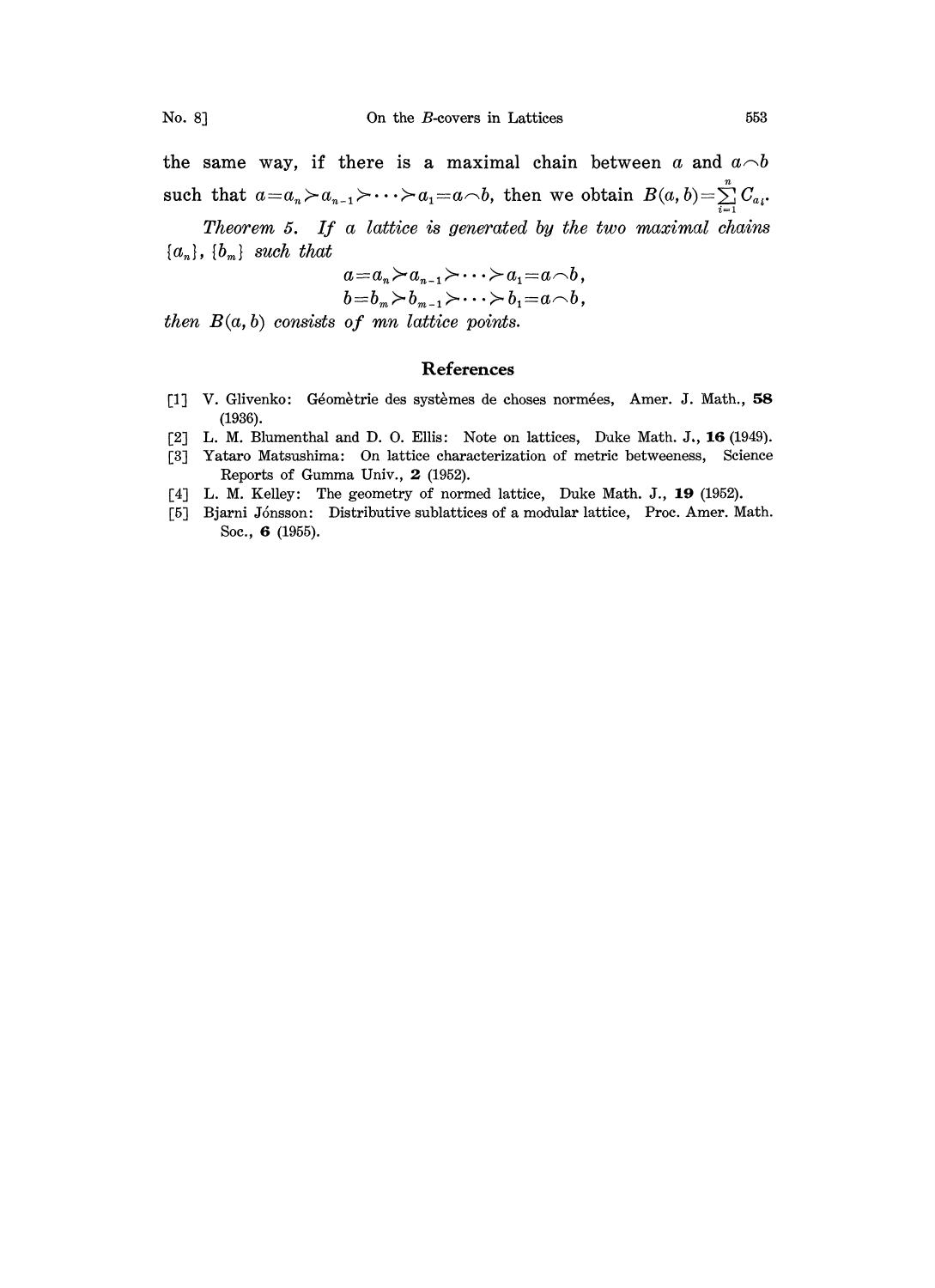the same way, if there is a maximal chain between $a$ and $a \frown b$ such that $a = a_n \succ a_{n-1} \succ \cdots \succ a_1 = a \frown b$, then we obtain $B(a, b) = \sum_{i=1}^{n} C_{a_i}$.

*Theorem 5. If a lattice is generated by the two maximal chains* $\{a_n\}$, $\{b_m\}$ *such that*

$$a = a_n \succ a_{n-1} \succ \cdots \succ a_1 = a \frown b,$$
$$b = b_m \succ b_{m-1} \succ \cdots \succ b_1 = a \frown b,$$

*then* $B(a, b)$ *consists of* $mn$ *lattice points.*

## References

[1] V. Glivenko: Géomètrie des systèmes de choses normées, Amer. J. Math., **58** (1936).

[2] L. M. Blumenthal and D. O. Ellis: Note on lattices, Duke Math. J., **16** (1949).

[3] Yataro Matsushima: On lattice characterization of metric betweeness, Science Reports of Gumma Univ., **2** (1952).

[4] L. M. Kelley: The geometry of normed lattice, Duke Math. J., **19** (1952).

[5] Bjarni Jónsson: Distributive sublattices of a modular lattice, Proc. Amer. Math. Soc., **6** (1955).